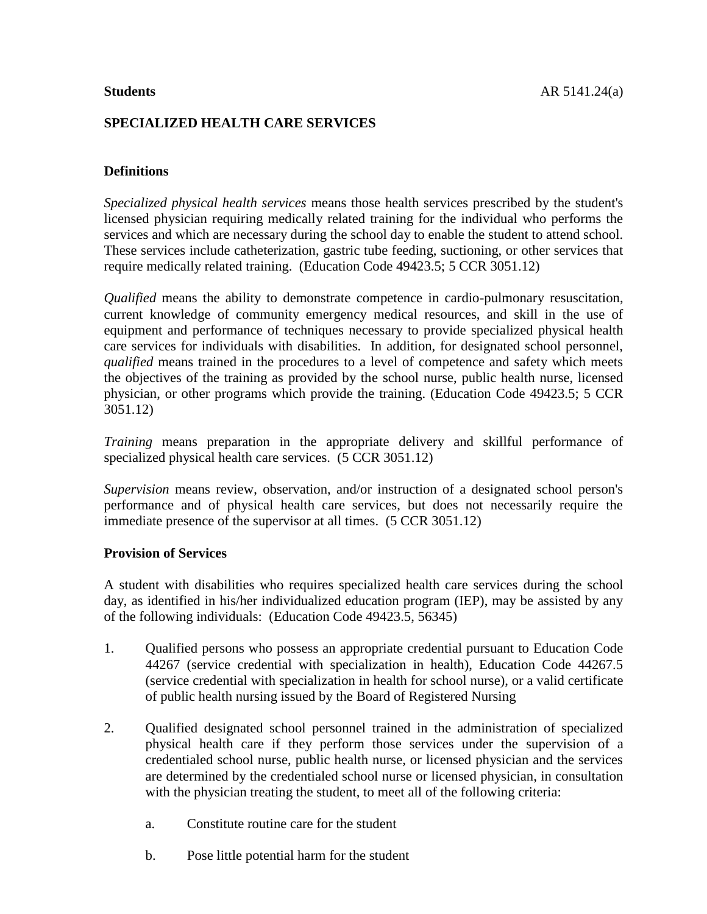**Students** AR 5141.24(a)

## SPECIALIZED HEALTH CARE SERVICES

### Definitions

*Specialized physical health services* means those health services prescribed by the student's licensed physician requiring medically related training for the individual who performs the services and which are necessary during the school day to enable the student to attend school. These services include catheterization, gastric tube feeding, suctioning, or other services that require medically related training. (Education Code 49423.5; 5 CCR 3051.12)

*Qualified* means the ability to demonstrate competence in cardio-pulmonary resuscitation, current knowledge of community emergency medical resources, and skill in the use of equipment and performance of techniques necessary to provide specialized physical health care services for individuals with disabilities. In addition, for designated school personnel, *qualified* means trained in the procedures to a level of competence and safety which meets the objectives of the training as provided by the school nurse, public health nurse, licensed physician, or other programs which provide the training. (Education Code 49423.5; 5 CCR 3051.12)

*Training* means preparation in the appropriate delivery and skillful performance of specialized physical health care services. (5 CCR 3051.12)

*Supervision* means review, observation, and/or instruction of a designated school person's performance and of physical health care services, but does not necessarily require the immediate presence of the supervisor at all times. (5 CCR 3051.12)

### Provision of Services

A student with disabilities who requires specialized health care services during the school day, as identified in his/her individualized education program (IEP), may be assisted by any of the following individuals: (Education Code 49423.5, 56345)

1. Qualified persons who possess an appropriate credential pursuant to Education Code 44267 (service credential with specialization in health), Education Code 44267.5 (service credential with specialization in health for school nurse), or a valid certificate of public health nursing issued by the Board of Registered Nursing

2. Qualified designated school personnel trained in the administration of specialized physical health care if they perform those services under the supervision of a credentialed school nurse, public health nurse, or licensed physician and the services are determined by the credentialed school nurse or licensed physician, in consultation with the physician treating the student, to meet all of the following criteria:

   a. Constitute routine care for the student

   b. Pose little potential harm for the student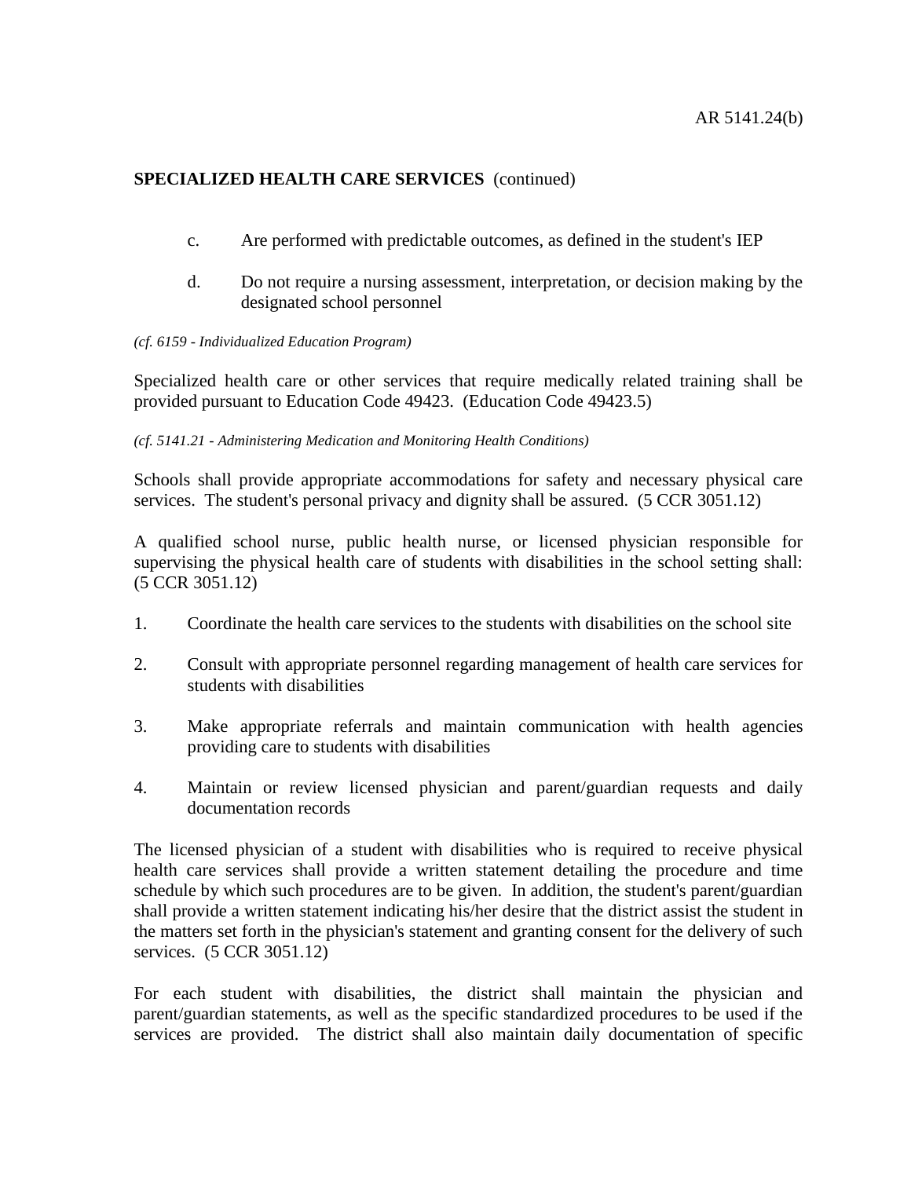**SPECIALIZED HEALTH CARE SERVICES** (continued)

c. Are performed with predictable outcomes, as defined in the student's IEP

d. Do not require a nursing assessment, interpretation, or decision making by the designated school personnel

*(cf. 6159 - Individualized Education Program)*

Specialized health care or other services that require medically related training shall be provided pursuant to Education Code 49423. (Education Code 49423.5)

*(cf. 5141.21 - Administering Medication and Monitoring Health Conditions)*

Schools shall provide appropriate accommodations for safety and necessary physical care services. The student's personal privacy and dignity shall be assured. (5 CCR 3051.12)

A qualified school nurse, public health nurse, or licensed physician responsible for supervising the physical health care of students with disabilities in the school setting shall: (5 CCR 3051.12)

1. Coordinate the health care services to the students with disabilities on the school site

2. Consult with appropriate personnel regarding management of health care services for students with disabilities

3. Make appropriate referrals and maintain communication with health agencies providing care to students with disabilities

4. Maintain or review licensed physician and parent/guardian requests and daily documentation records

The licensed physician of a student with disabilities who is required to receive physical health care services shall provide a written statement detailing the procedure and time schedule by which such procedures are to be given. In addition, the student's parent/guardian shall provide a written statement indicating his/her desire that the district assist the student in the matters set forth in the physician's statement and granting consent for the delivery of such services. (5 CCR 3051.12)

For each student with disabilities, the district shall maintain the physician and parent/guardian statements, as well as the specific standardized procedures to be used if the services are provided. The district shall also maintain daily documentation of specific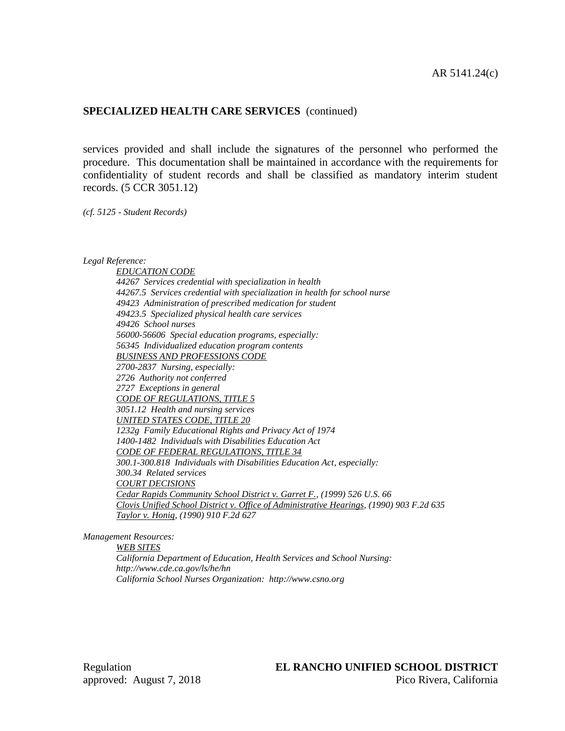**SPECIALIZED HEALTH CARE SERVICES** (continued)

services provided and shall include the signatures of the personnel who performed the procedure. This documentation shall be maintained in accordance with the requirements for confidentiality of student records and shall be classified as mandatory interim student records. (5 CCR 3051.12)

*(cf. 5125 - Student Records)*

*Legal Reference:*

*EDUCATION CODE*
*44267 Services credential with specialization in health*
*44267.5 Services credential with specialization in health for school nurse*
*49423 Administration of prescribed medication for student*
*49423.5 Specialized physical health care services*
*49426 School nurses*
*56000-56606 Special education programs, especially:*
*56345 Individualized education program contents*
*BUSINESS AND PROFESSIONS CODE*
*2700-2837 Nursing, especially:*
*2726 Authority not conferred*
*2727 Exceptions in general*
*CODE OF REGULATIONS, TITLE 5*
*3051.12 Health and nursing services*
*UNITED STATES CODE, TITLE 20*
*1232g Family Educational Rights and Privacy Act of 1974*
*1400-1482 Individuals with Disabilities Education Act*
*CODE OF FEDERAL REGULATIONS, TITLE 34*
*300.1-300.818 Individuals with Disabilities Education Act, especially:*
*300.34 Related services*
*COURT DECISIONS*
*Cedar Rapids Community School District v. Garret F., (1999) 526 U.S. 66*
*Clovis Unified School District v. Office of Administrative Hearings, (1990) 903 F.2d 635*
*Taylor v. Honig, (1990) 910 F.2d 627*

*Management Resources:*

*WEB SITES*
*California Department of Education, Health Services and School Nursing: http://www.cde.ca.gov/ls/he/hn*
*California School Nurses Organization: http://www.csno.org*

Regulation
approved: August 7, 2018

**EL RANCHO UNIFIED SCHOOL DISTRICT**
Pico Rivera, California